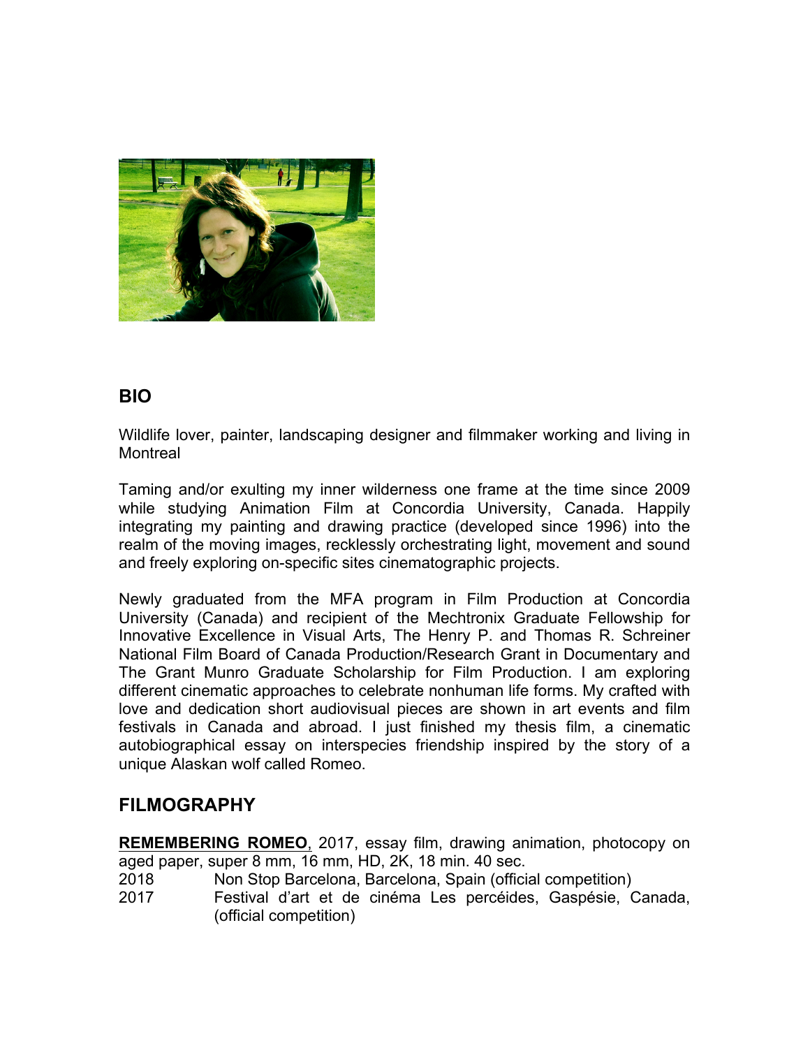## BIO

Wildlife lover, painter, landscaping designer and filmmaker working and living in Montreal

Taming and/or exulting my inner wilderness one frame at the time since 2009 while studying Animation Film at Concordia University, Canada. Happily integrating my painting and drawing practice (developed since 1996) into the realm of the moving images, recklessly orchestrating light, movement and sound and freely exploring on-specific sites cinematographic projects.

Newly graduated from the MFA program in Film Production at Concordia University (Canada) and recipient of the Mechtronix Graduate Fellowship for Innovative Excellence in Visual Arts, The Henry P. and Thomas R. Schreiner National Film Board of Canada Production/Research Grant in Documentary and The Grant Munro Graduate Scholarship for Film Production. I am exploring different cinematic approaches to celebrate nonhuman life forms. My crafted with love and dedication short audiovisual pieces are shown in art events and film festivals in Canada and abroad. I just finished my thesis film, a cinematic autobiographical essay on interspecies friendship inspired by the story of a unique Alaskan wolf called Romeo.

## FILMOGRAPHY

**REMEMBERING ROMEO**, 2017, essay film, drawing animation, photocopy on aged paper, super 8 mm, 16 mm, HD, 2K, 18 min. 40 sec.

2018 Non Stop Barcelona, Barcelona, Spain (official competition)

2017 Festival d'art et de cinéma Les percéides, Gaspésie, Canada, (official competition)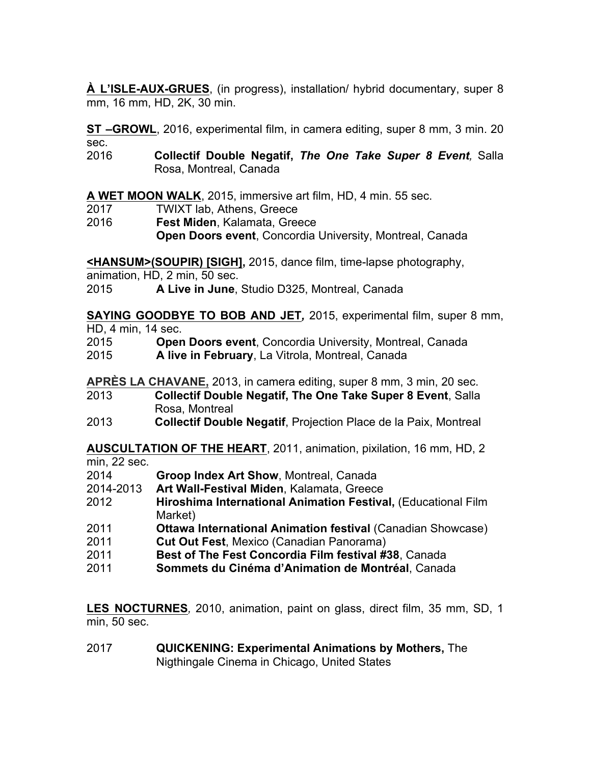**À L'ISLE-AUX-GRUES**, (in progress), installation/ hybrid documentary, super 8 mm, 16 mm, HD, 2K, 30 min.

**ST –GROWL**, 2016, experimental film, in camera editing, super 8 mm, 3 min. 20 sec.

2016 **Collectif Double Negatif, *The One Take Super 8 Event*,** Salla Rosa, Montreal, Canada

**A WET MOON WALK**, 2015, immersive art film, HD, 4 min. 55 sec.

2017 TWIXT lab, Athens, Greece

2016 **Fest Miden**, Kalamata, Greece

**Open Doors event**, Concordia University, Montreal, Canada

**<HANSUM>(SOUPIR) [SIGH],** 2015, dance film, time-lapse photography, animation, HD, 2 min, 50 sec.

2015 **A Live in June**, Studio D325, Montreal, Canada

**SAYING GOODBYE TO BOB AND JET*,*** 2015, experimental film, super 8 mm, HD, 4 min, 14 sec.

2015 **Open Doors event**, Concordia University, Montreal, Canada

2015 **A live in February**, La Vitrola, Montreal, Canada

**APRÈS LA CHAVANE,** 2013, in camera editing, super 8 mm, 3 min, 20 sec.

2013 **Collectif Double Negatif, The One Take Super 8 Event**, Salla Rosa, Montreal

2013 **Collectif Double Negatif**, Projection Place de la Paix, Montreal

**AUSCULTATION OF THE HEART**, 2011, animation, pixilation, 16 mm, HD, 2 min, 22 sec.

2014 **Groop Index Art Show**, Montreal, Canada

2014-2013 **Art Wall-Festival Miden**, Kalamata, Greece

2012 **Hiroshima International Animation Festival,** (Educational Film Market)

2011 **Ottawa International Animation festival** (Canadian Showcase)

2011 **Cut Out Fest**, Mexico (Canadian Panorama)

2011 **Best of The Fest Concordia Film festival #38**, Canada

2011 **Sommets du Cinéma d'Animation de Montréal**, Canada

**LES NOCTURNES***,* 2010, animation, paint on glass, direct film, 35 mm, SD, 1 min, 50 sec.

2017 **QUICKENING: Experimental Animations by Mothers,** The Nigthingale Cinema in Chicago, United States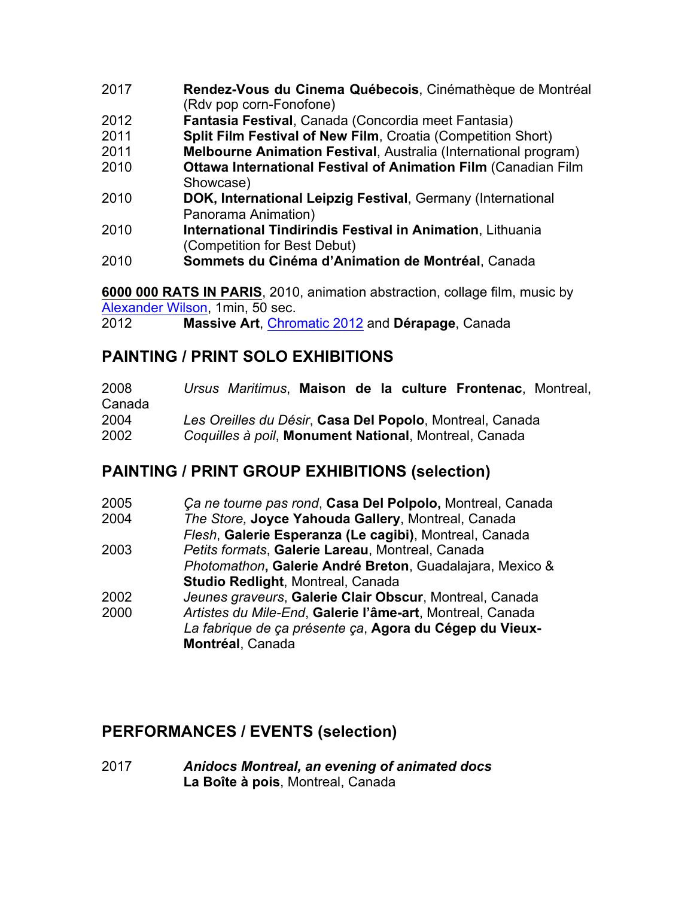2017 **Rendez-Vous du Cinema Québecois**, Cinémathèque de Montréal (Rdv pop corn-Fonofone)
2012 **Fantasia Festival**, Canada (Concordia meet Fantasia)
2011 **Split Film Festival of New Film**, Croatia (Competition Short)
2011 **Melbourne Animation Festival**, Australia (International program)
2010 **Ottawa International Festival of Animation Film** (Canadian Film Showcase)
2010 **DOK, International Leipzig Festival**, Germany (International Panorama Animation)
2010 **International Tindirindis Festival in Animation**, Lithuania (Competition for Best Debut)
2010 **Sommets du Cinéma d'Animation de Montréal**, Canada

**6000 000 RATS IN PARIS**, 2010, animation abstraction, collage film, music by Alexander Wilson, 1min, 50 sec.
2012 **Massive Art**, Chromatic 2012 and **Dérapage**, Canada

## PAINTING / PRINT SOLO EXHIBITIONS

2008 *Ursus Maritimus*, **Maison de la culture Frontenac**, Montreal, Canada
2004 *Les Oreilles du Désir*, **Casa Del Popolo**, Montreal, Canada
2002 *Coquilles à poil*, **Monument National**, Montreal, Canada

## PAINTING / PRINT GROUP EXHIBITIONS (selection)

2005 *Ça ne tourne pas rond*, **Casa Del Polpolo,** Montreal, Canada
2004 *The Store,* **Joyce Yahouda Gallery**, Montreal, Canada
*Flesh*, **Galerie Esperanza (Le cagibi)**, Montreal, Canada
2003 *Petits formats*, **Galerie Lareau**, Montreal, Canada
*Photomathon*, **Galerie André Breton**, Guadalajara, Mexico & **Studio Redlight**, Montreal, Canada
2002 *Jeunes graveurs*, **Galerie Clair Obscur**, Montreal, Canada
2000 *Artistes du Mile-End*, **Galerie l'âme-art**, Montreal, Canada
*La fabrique de ça présente ça*, **Agora du Cégep du Vieux-Montréal**, Canada

## PERFORMANCES / EVENTS (selection)

2017 ***Anidocs Montreal, an evening of animated docs***
**La Boîte à pois**, Montreal, Canada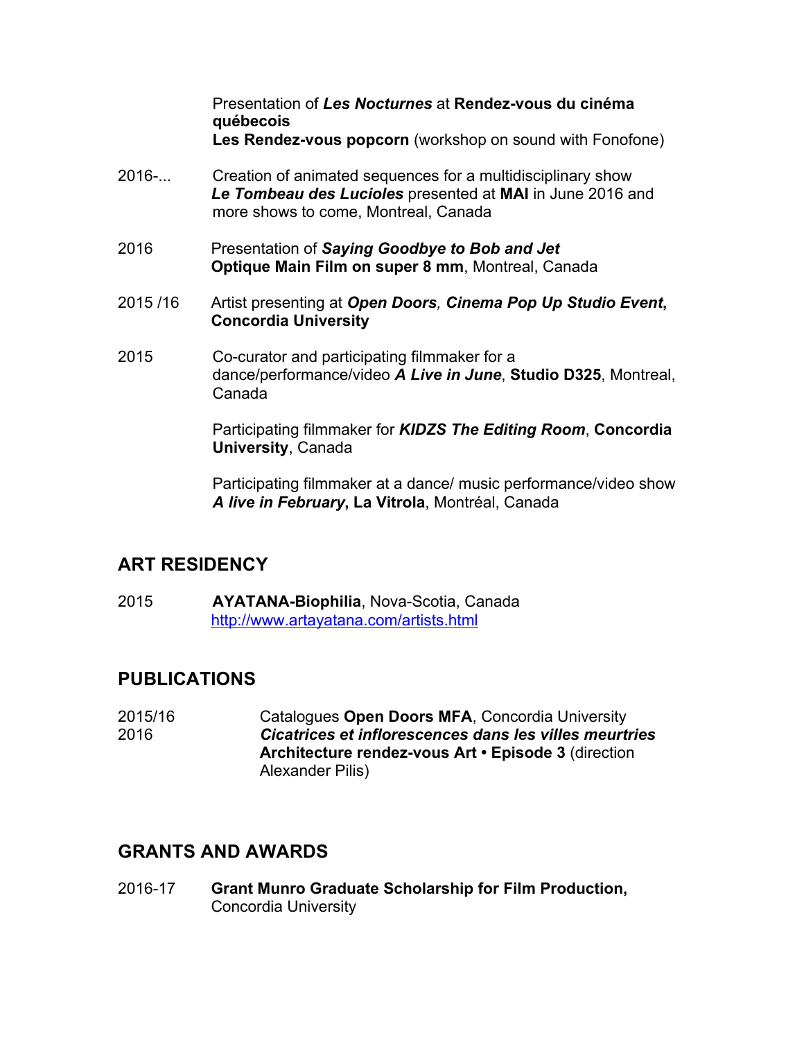Presentation of ***Les Nocturnes*** at **Rendez-vous du cinéma québecois**
**Les Rendez-vous popcorn** (workshop on sound with Fonofone)

2016-... Creation of animated sequences for a multidisciplinary show ***Le Tombeau des Lucioles*** presented at **MAI** in June 2016 and more shows to come, Montreal, Canada

2016 Presentation of ***Saying Goodbye to Bob and Jet***
**Optique Main Film on super 8 mm**, Montreal, Canada

2015 /16 Artist presenting at ***Open Doors, Cinema Pop Up Studio Event***, **Concordia University**

2015 Co-curator and participating filmmaker for a dance/performance/video ***A Live in June***, **Studio D325**, Montreal, Canada

Participating filmmaker for ***KIDZS The Editing Room***, **Concordia University**, Canada

Participating filmmaker at a dance/ music performance/video show ***A live in February***, **La Vitrola**, Montréal, Canada

## ART RESIDENCY

2015 **AYATANA-Biophilia**, Nova-Scotia, Canada
http://www.artayatana.com/artists.html

## PUBLICATIONS

2015/16 Catalogues **Open Doors MFA**, Concordia University

2016 ***Cicatrices et inflorescences dans les villes meurtries***
**Architecture rendez-vous Art • Episode 3** (direction Alexander Pilis)

## GRANTS AND AWARDS

2016-17 **Grant Munro Graduate Scholarship for Film Production,** Concordia University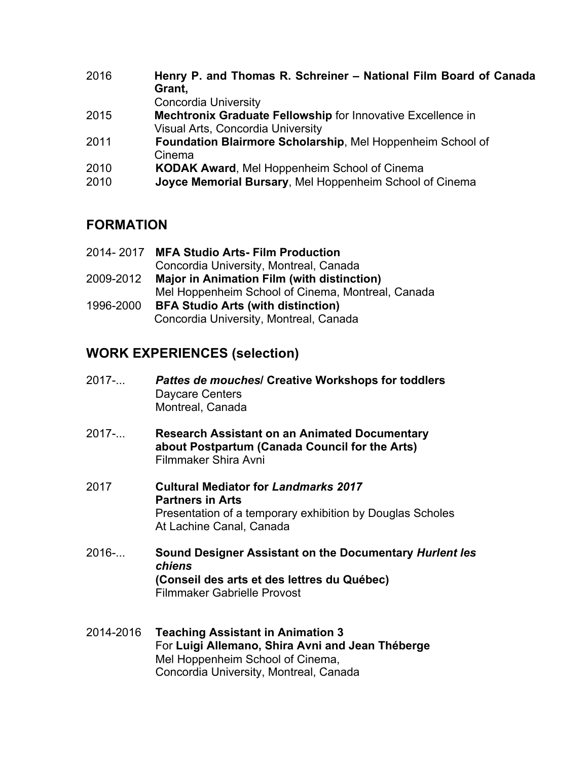2016 **Henry P. and Thomas R. Schreiner – National Film Board of Canada Grant,**
Concordia University

2015 **Mechtronix Graduate Fellowship** for Innovative Excellence in Visual Arts, Concordia University

2011 **Foundation Blairmore Scholarship**, Mel Hoppenheim School of Cinema

2010 **KODAK Award**, Mel Hoppenheim School of Cinema

2010 **Joyce Memorial Bursary**, Mel Hoppenheim School of Cinema

## FORMATION

2014- 2017 **MFA Studio Arts- Film Production**
Concordia University, Montreal, Canada

2009-2012 **Major in Animation Film (with distinction)**
Mel Hoppenheim School of Cinema, Montreal, Canada

1996-2000 **BFA Studio Arts (with distinction)**
Concordia University, Montreal, Canada

## WORK EXPERIENCES (selection)

2017-... ***Pattes de mouches*/ Creative Workshops for toddlers**
Daycare Centers
Montreal, Canada

2017-... **Research Assistant on an Animated Documentary about Postpartum (Canada Council for the Arts)**
Filmmaker Shira Avni

2017 **Cultural Mediator for *Landmarks 2017***
**Partners in Arts**
Presentation of a temporary exhibition by Douglas Scholes
At Lachine Canal, Canada

2016-... **Sound Designer Assistant on the Documentary *Hurlent les chiens***
**(Conseil des arts et des lettres du Québec)**
Filmmaker Gabrielle Provost

2014-2016 **Teaching Assistant in Animation 3**
For **Luigi Allemano, Shira Avni and Jean Théberge**
Mel Hoppenheim School of Cinema,
Concordia University, Montreal, Canada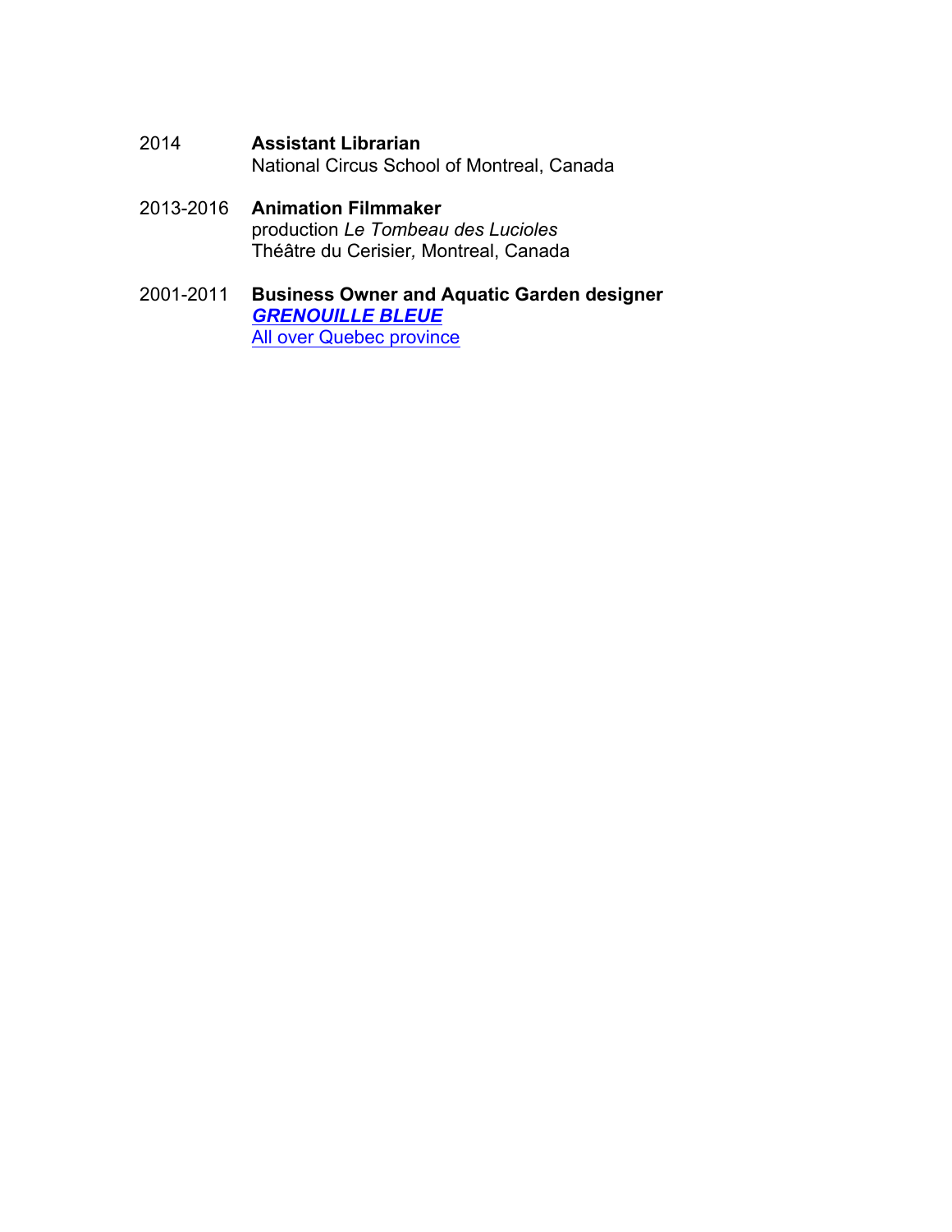2014 **Assistant Librarian**
National Circus School of Montreal, Canada

2013-2016 **Animation Filmmaker**
production *Le Tombeau des Lucioles*
Théâtre du Cerisier, Montreal, Canada

2001-2011 **Business Owner and Aquatic Garden designer**
***GRENOUILLE BLEUE***
All over Quebec province